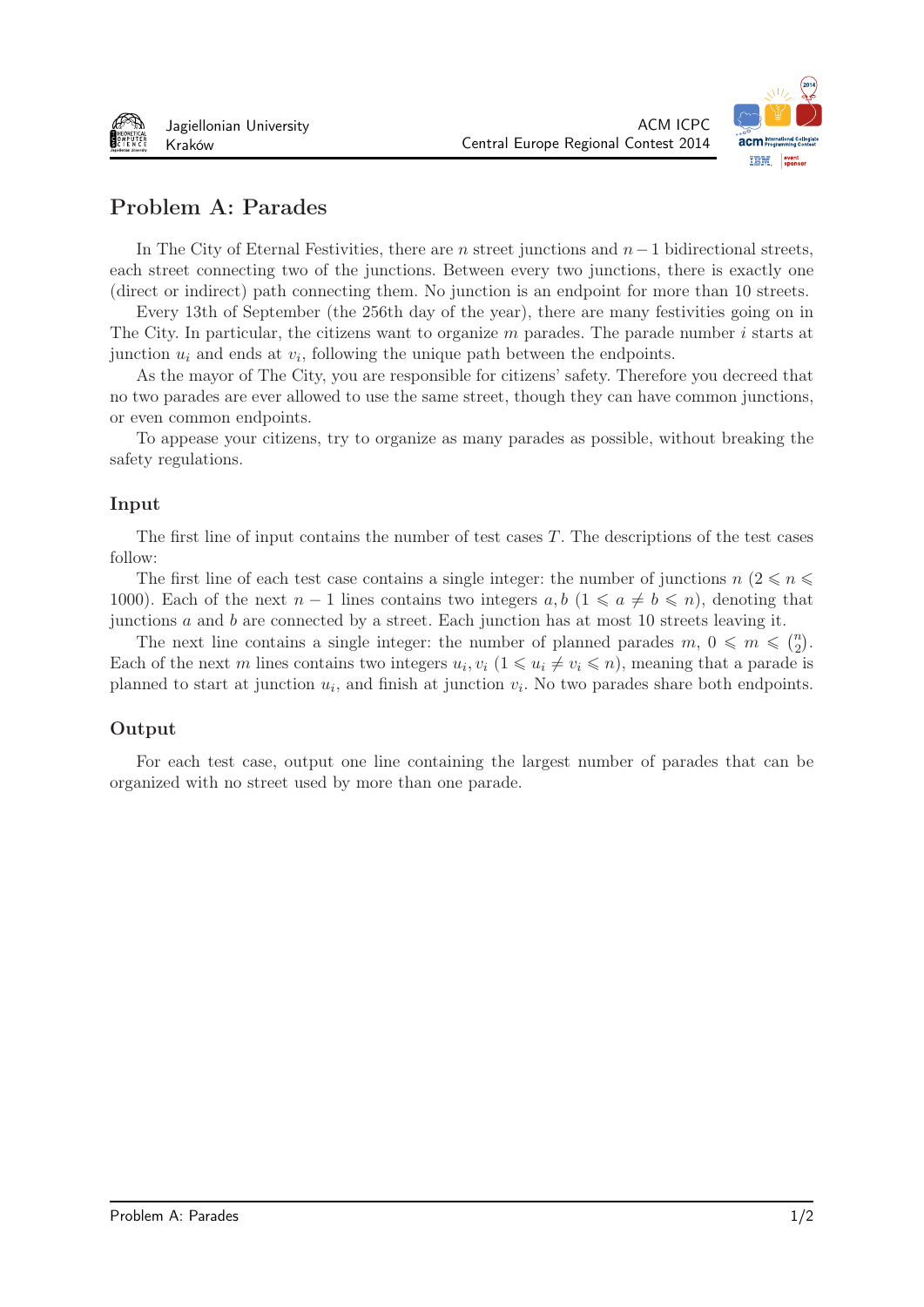# Problem A: Parades

In The City of Eternal Festivities, there are $n$ street junctions and $n-1$ bidirectional streets, each street connecting two of the junctions. Between every two junctions, there is exactly one (direct or indirect) path connecting them. No junction is an endpoint for more than 10 streets.

Every 13th of September (the 256th day of the year), there are many festivities going on in The City. In particular, the citizens want to organize $m$ parades. The parade number $i$ starts at junction $u_i$ and ends at $v_i$, following the unique path between the endpoints.

As the mayor of The City, you are responsible for citizens' safety. Therefore you decreed that no two parades are ever allowed to use the same street, though they can have common junctions, or even common endpoints.

To appease your citizens, try to organize as many parades as possible, without breaking the safety regulations.

## Input

The first line of input contains the number of test cases $T$. The descriptions of the test cases follow:

The first line of each test case contains a single integer: the number of junctions $n$ ($2 \leqslant n \leqslant 1000$). Each of the next $n-1$ lines contains two integers $a, b$ ($1 \leqslant a \neq b \leqslant n$), denoting that junctions $a$ and $b$ are connected by a street. Each junction has at most 10 streets leaving it.

The next line contains a single integer: the number of planned parades $m$, $0 \leqslant m \leqslant \binom{n}{2}$. Each of the next $m$ lines contains two integers $u_i, v_i$ ($1 \leqslant u_i \neq v_i \leqslant n$), meaning that a parade is planned to start at junction $u_i$, and finish at junction $v_i$. No two parades share both endpoints.

## Output

For each test case, output one line containing the largest number of parades that can be organized with no street used by more than one parade.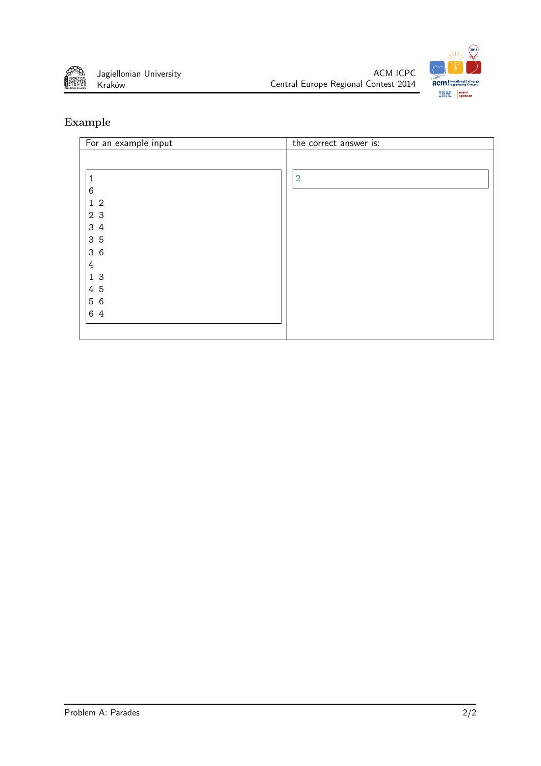## Example

| For an example input | the correct answer is: |
|---|---|
| <pre>1<br>6<br>1 2<br>2 3<br>3 4<br>3 5<br>3 6<br>4<br>1 3<br>4 5<br>5 6<br>6 4</pre> | <pre>2</pre> |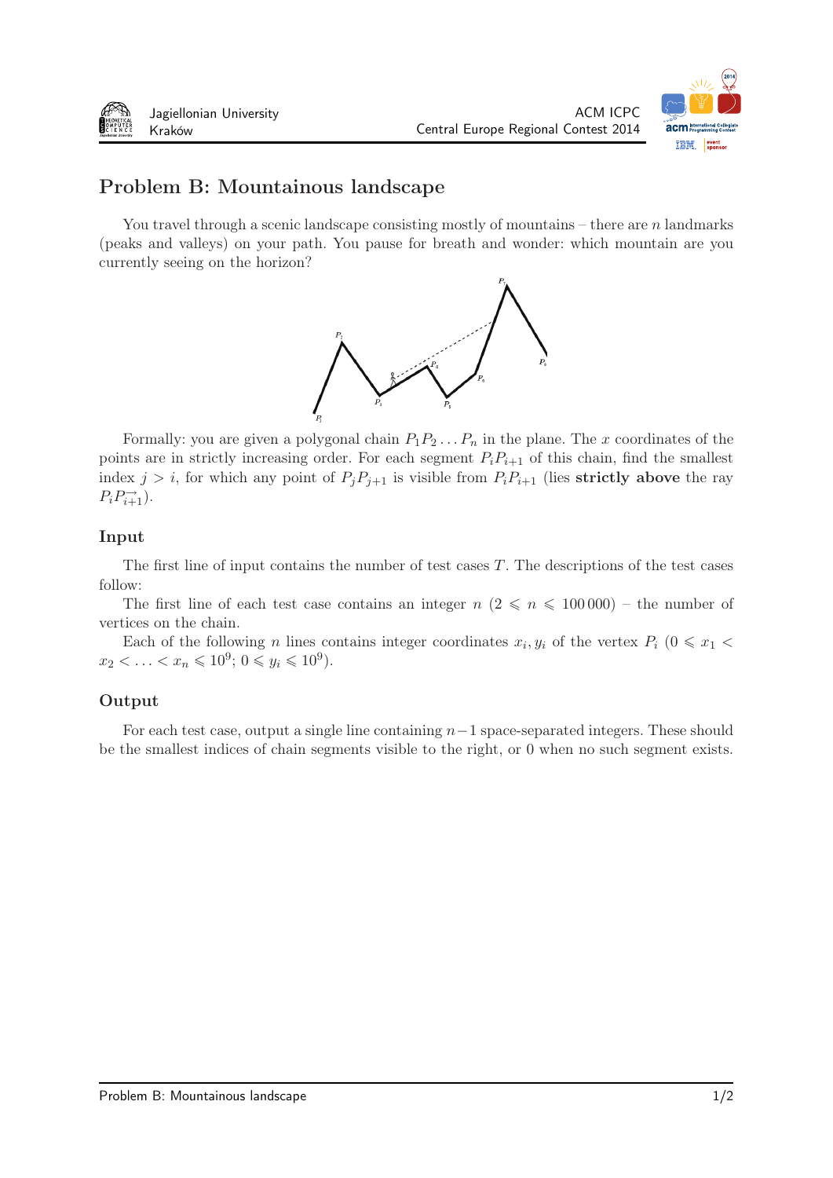## Problem B: Mountainous landscape

You travel through a scenic landscape consisting mostly of mountains – there are $n$ landmarks (peaks and valleys) on your path. You pause for breath and wonder: which mountain are you currently seeing on the horizon?

Formally: you are given a polygonal chain $P_1P_2 \ldots P_n$ in the plane. The $x$ coordinates of the points are in strictly increasing order. For each segment $P_iP_{i+1}$ of this chain, find the smallest index $j > i$, for which any point of $P_jP_{j+1}$ is visible from $P_iP_{i+1}$ (lies **strictly above** the ray $\overrightarrow{P_iP_{i+1}}$).

### Input

The first line of input contains the number of test cases $T$. The descriptions of the test cases follow:

The first line of each test case contains an integer $n$ ($2 \leqslant n \leqslant 100\,000$) – the number of vertices on the chain.

Each of the following $n$ lines contains integer coordinates $x_i, y_i$ of the vertex $P_i$ ($0 \leqslant x_1 < x_2 < \ldots < x_n \leqslant 10^9$; $0 \leqslant y_i \leqslant 10^9$).

### Output

For each test case, output a single line containing $n-1$ space-separated integers. These should be the smallest indices of chain segments visible to the right, or 0 when no such segment exists.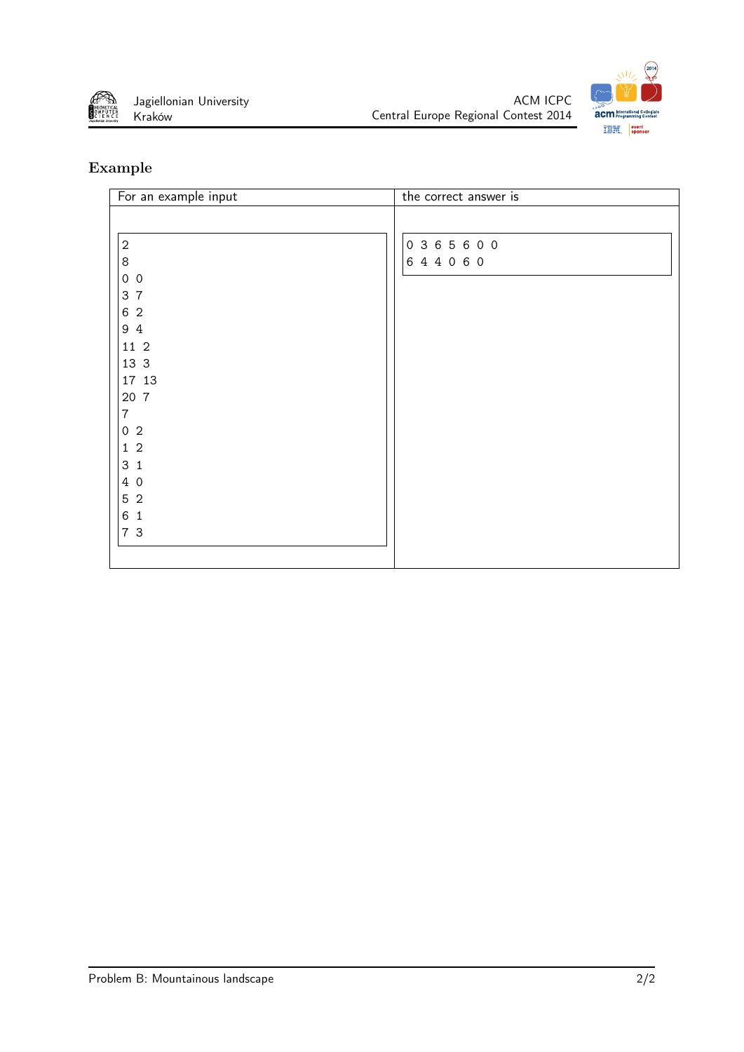## Example

| For an example input | the correct answer is |
|---|---|
| <pre>2<br>8<br>0 0<br>3 7<br>6 2<br>9 4<br>11 2<br>13 3<br>17 13<br>20 7<br>7<br>0 2<br>1 2<br>3 1<br>4 0<br>5 2<br>6 1<br>7 3</pre> | <pre>0 3 6 5 6 0 0<br>6 4 4 0 6 0</pre> |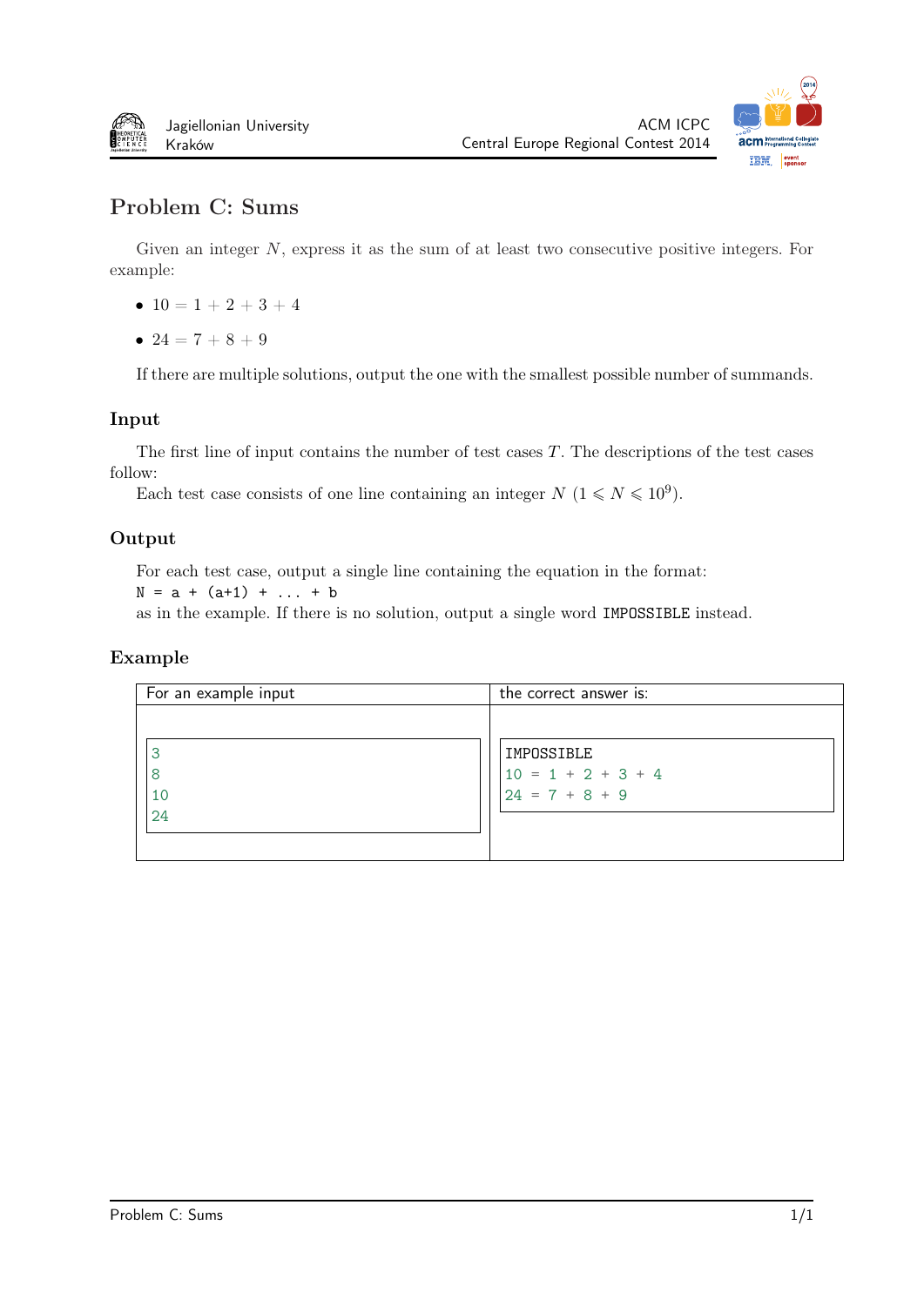# Problem C: Sums

Given an integer $N$, express it as the sum of at least two consecutive positive integers. For example:

- $10 = 1 + 2 + 3 + 4$
- $24 = 7 + 8 + 9$

If there are multiple solutions, output the one with the smallest possible number of summands.

## Input

The first line of input contains the number of test cases $T$. The descriptions of the test cases follow:

Each test case consists of one line containing an integer $N$ $(1 \leqslant N \leqslant 10^9)$.

## Output

For each test case, output a single line containing the equation in the format:

`N = a + (a+1) + ... + b`

as in the example. If there is no solution, output a single word `IMPOSSIBLE` instead.

## Example

| For an example input | the correct answer is: |
|---|---|
| 3<br>8<br>10<br>24 | IMPOSSIBLE<br>10 = 1 + 2 + 3 + 4<br>24 = 7 + 8 + 9 |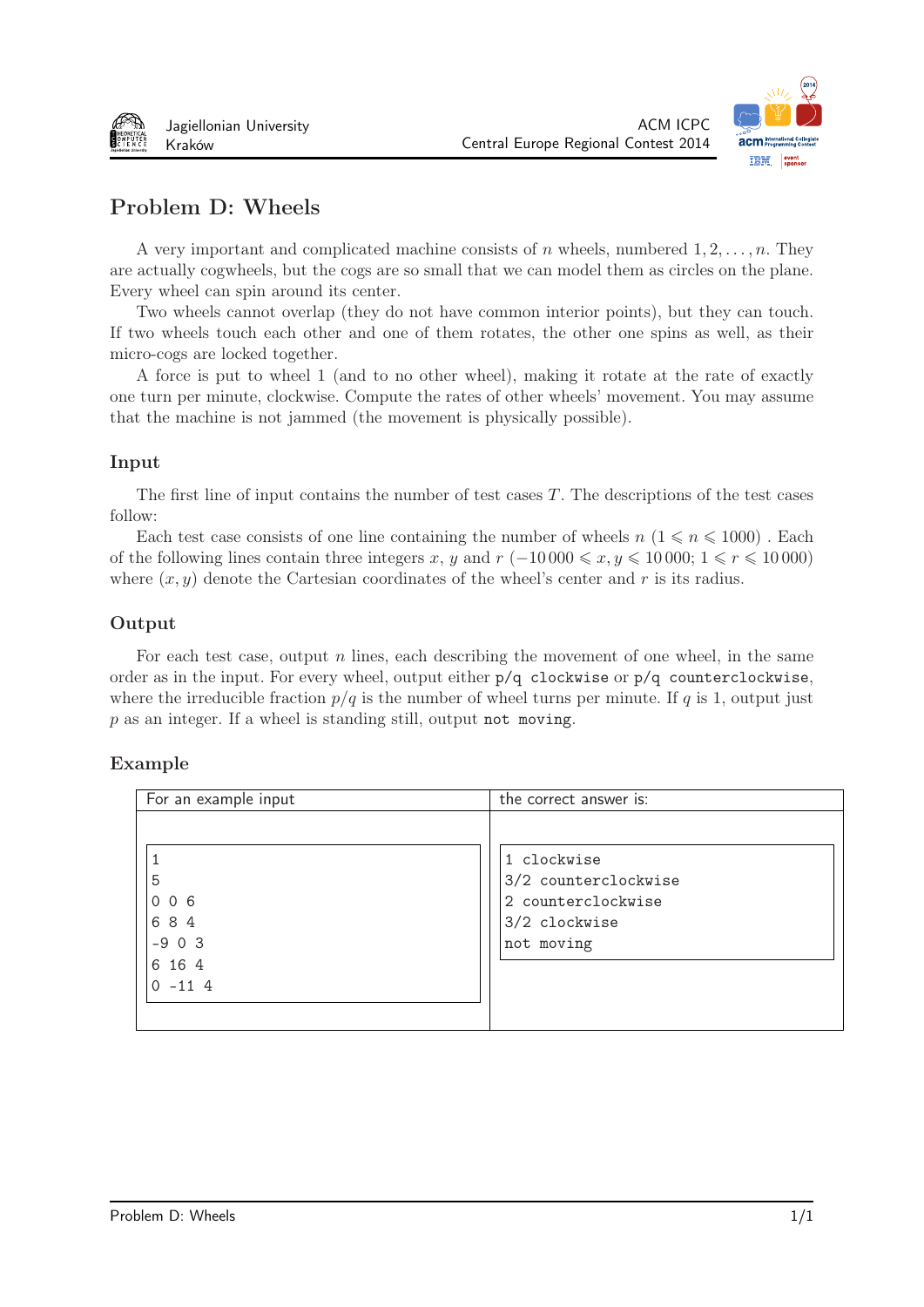# Problem D: Wheels

A very important and complicated machine consists of $n$ wheels, numbered $1, 2, \ldots, n$. They are actually cogwheels, but the cogs are so small that we can model them as circles on the plane. Every wheel can spin around its center.

Two wheels cannot overlap (they do not have common interior points), but they can touch. If two wheels touch each other and one of them rotates, the other one spins as well, as their micro-cogs are locked together.

A force is put to wheel 1 (and to no other wheel), making it rotate at the rate of exactly one turn per minute, clockwise. Compute the rates of other wheels' movement. You may assume that the machine is not jammed (the movement is physically possible).

## Input

The first line of input contains the number of test cases $T$. The descriptions of the test cases follow:

Each test case consists of one line containing the number of wheels $n$ $(1 \leqslant n \leqslant 1000)$ . Each of the following lines contain three integers $x$, $y$ and $r$ $(-10\,000 \leqslant x, y \leqslant 10\,000;\ 1 \leqslant r \leqslant 10\,000)$ where $(x, y)$ denote the Cartesian coordinates of the wheel's center and $r$ is its radius.

## Output

For each test case, output $n$ lines, each describing the movement of one wheel, in the same order as in the input. For every wheel, output either `p/q clockwise` or `p/q counterclockwise`, where the irreducible fraction $p/q$ is the number of wheel turns per minute. If $q$ is 1, output just $p$ as an integer. If a wheel is standing still, output `not moving`.

## Example

| For an example input | the correct answer is: |
|---|---|
| <pre>1<br>5<br>0 0 6<br>6 8 4<br>-9 0 3<br>6 16 4<br>0 -11 4</pre> | <pre>1 clockwise<br>3/2 counterclockwise<br>2 counterclockwise<br>3/2 clockwise<br>not moving</pre> |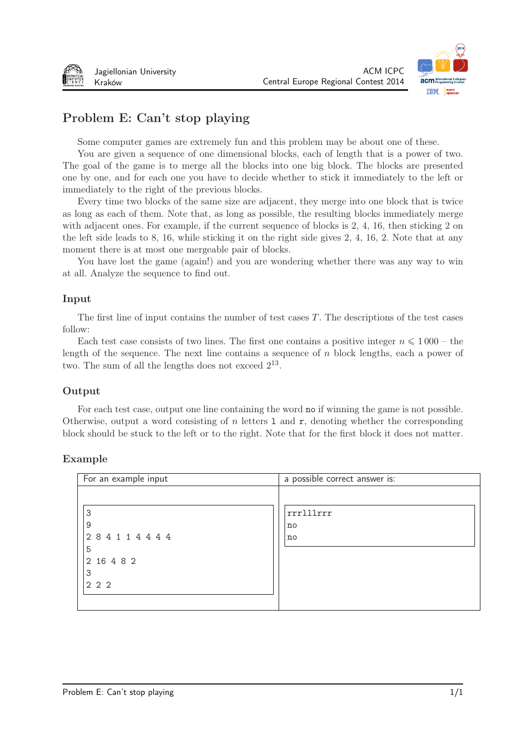# Problem E: Can't stop playing

Some computer games are extremely fun and this problem may be about one of these.

You are given a sequence of one dimensional blocks, each of length that is a power of two. The goal of the game is to merge all the blocks into one big block. The blocks are presented one by one, and for each one you have to decide whether to stick it immediately to the left or immediately to the right of the previous blocks.

Every time two blocks of the same size are adjacent, they merge into one block that is twice as long as each of them. Note that, as long as possible, the resulting blocks immediately merge with adjacent ones. For example, if the current sequence of blocks is 2, 4, 16, then sticking 2 on the left side leads to 8, 16, while sticking it on the right side gives 2, 4, 16, 2. Note that at any moment there is at most one mergeable pair of blocks.

You have lost the game (again!) and you are wondering whether there was any way to win at all. Analyze the sequence to find out.

## Input

The first line of input contains the number of test cases $T$. The descriptions of the test cases follow:

Each test case consists of two lines. The first one contains a positive integer $n \leqslant 1\,000$ – the length of the sequence. The next line contains a sequence of $n$ block lengths, each a power of two. The sum of all the lengths does not exceed $2^{13}$.

## Output

For each test case, output one line containing the word `no` if winning the game is not possible. Otherwise, output a word consisting of $n$ letters `l` and `r`, denoting whether the corresponding block should be stuck to the left or to the right. Note that for the first block it does not matter.

## Example

| For an example input | a possible correct answer is: |
|---|---|
| 3<br>9<br>2 8 4 1 1 4 4 4 4<br>5<br>2 16 4 8 2<br>3<br>2 2 2 | rrrlllrrr<br>no<br>no |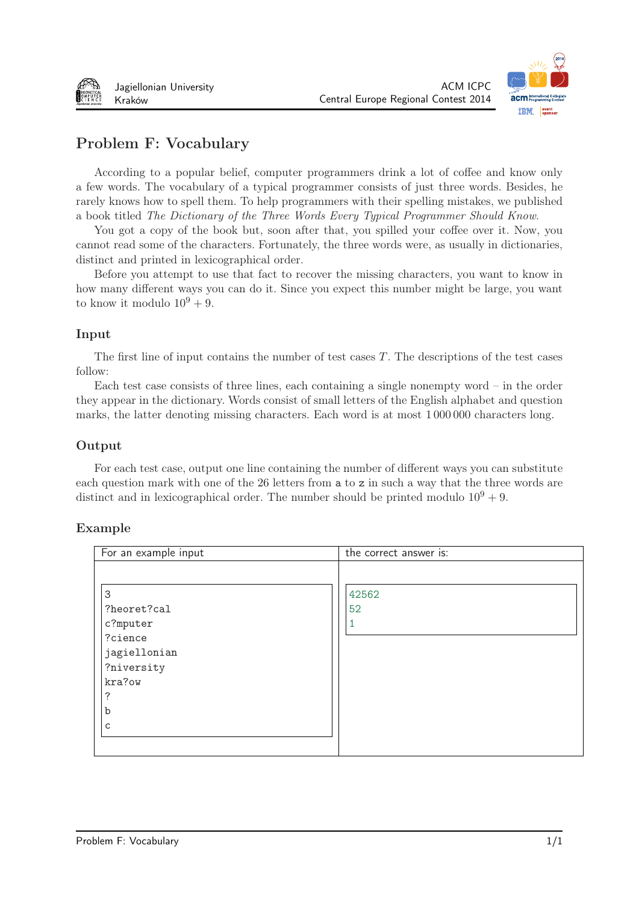# Problem F: Vocabulary

According to a popular belief, computer programmers drink a lot of coffee and know only a few words. The vocabulary of a typical programmer consists of just three words. Besides, he rarely knows how to spell them. To help programmers with their spelling mistakes, we published a book titled *The Dictionary of the Three Words Every Typical Programmer Should Know*.

You got a copy of the book but, soon after that, you spilled your coffee over it. Now, you cannot read some of the characters. Fortunately, the three words were, as usually in dictionaries, distinct and printed in lexicographical order.

Before you attempt to use that fact to recover the missing characters, you want to know in how many different ways you can do it. Since you expect this number might be large, you want to know it modulo $10^9 + 9$.

## Input

The first line of input contains the number of test cases $T$. The descriptions of the test cases follow:

Each test case consists of three lines, each containing a single nonempty word – in the order they appear in the dictionary. Words consist of small letters of the English alphabet and question marks, the latter denoting missing characters. Each word is at most 1 000 000 characters long.

## Output

For each test case, output one line containing the number of different ways you can substitute each question mark with one of the 26 letters from a to z in such a way that the three words are distinct and in lexicographical order. The number should be printed modulo $10^9 + 9$.

## Example

| For an example input | the correct answer is: |
|---|---|
| <pre>3<br>?heoret?cal<br>c?mputer<br>?cience<br>jagiellonian<br>?niversity<br>kra?ow<br>?<br>b<br>c</pre> | <pre>42562<br>52<br>1</pre> |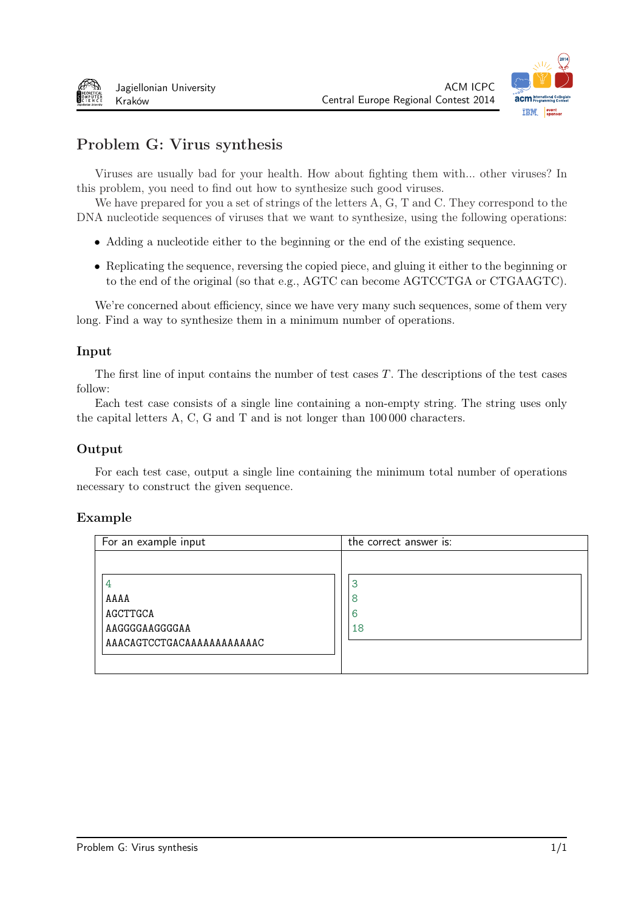# Problem G: Virus synthesis

Viruses are usually bad for your health. How about fighting them with... other viruses? In this problem, you need to find out how to synthesize such good viruses.

We have prepared for you a set of strings of the letters A, G, T and C. They correspond to the DNA nucleotide sequences of viruses that we want to synthesize, using the following operations:

- Adding a nucleotide either to the beginning or the end of the existing sequence.
- Replicating the sequence, reversing the copied piece, and gluing it either to the beginning or to the end of the original (so that e.g., AGTC can become AGTCCTGA or CTGAAGTC).

We're concerned about efficiency, since we have very many such sequences, some of them very long. Find a way to synthesize them in a minimum number of operations.

## Input

The first line of input contains the number of test cases $T$. The descriptions of the test cases follow:

Each test case consists of a single line containing a non-empty string. The string uses only the capital letters A, C, G and T and is not longer than 100 000 characters.

## Output

For each test case, output a single line containing the minimum total number of operations necessary to construct the given sequence.

## Example

| For an example input | the correct answer is: |
|---|---|
| 4<br>AAAA<br>AGCTTGCA<br>AAGGGGAAGGGGAA<br>AAACAGTCCTGACAAAAAAAAAAAAC | 3<br>8<br>6<br>18 |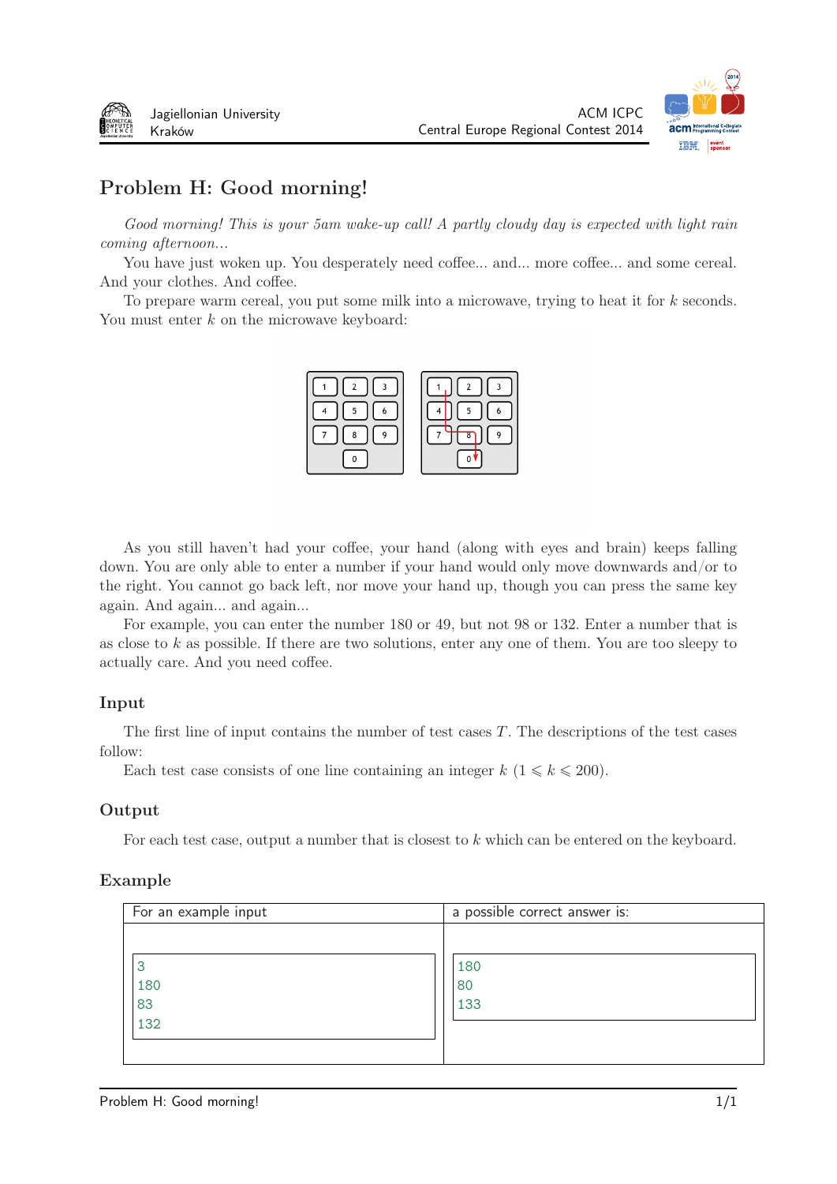# Problem H: Good morning!

*Good morning! This is your 5am wake-up call! A partly cloudy day is expected with light rain coming afternoon...*

You have just woken up. You desperately need coffee... and... more coffee... and some cereal. And your clothes. And coffee.

To prepare warm cereal, you put some milk into a microwave, trying to heat it for $k$ seconds. You must enter $k$ on the microwave keyboard:

As you still haven't had your coffee, your hand (along with eyes and brain) keeps falling down. You are only able to enter a number if your hand would only move downwards and/or to the right. You cannot go back left, nor move your hand up, though you can press the same key again. And again... and again...

For example, you can enter the number 180 or 49, but not 98 or 132. Enter a number that is as close to $k$ as possible. If there are two solutions, enter any one of them. You are too sleepy to actually care. And you need coffee.

## Input

The first line of input contains the number of test cases $T$. The descriptions of the test cases follow:

Each test case consists of one line containing an integer $k$ ($1 \leqslant k \leqslant 200$).

## Output

For each test case, output a number that is closest to $k$ which can be entered on the keyboard.

## Example

| For an example input | a possible correct answer is: |
|---|---|
| 3<br>180<br>83<br>132 | 180<br>80<br>133 |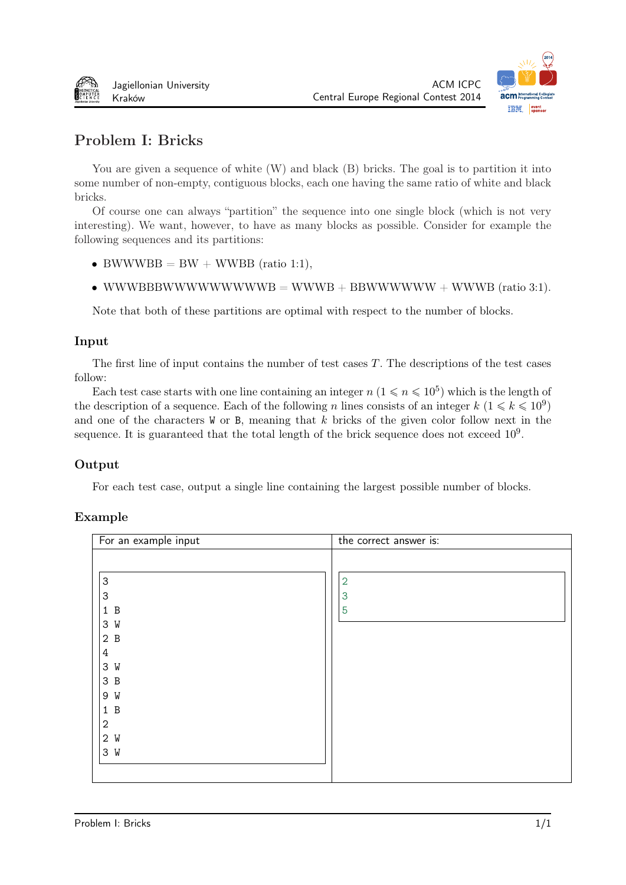# Problem I: Bricks

You are given a sequence of white (W) and black (B) bricks. The goal is to partition it into some number of non-empty, contiguous blocks, each one having the same ratio of white and black bricks.

Of course one can always "partition" the sequence into one single block (which is not very interesting). We want, however, to have as many blocks as possible. Consider for example the following sequences and its partitions:

- BWWWBB = BW + WWBB (ratio 1:1),
- WWWBBBWWWWWWWWWB = WWWB + BBWWWWWW + WWWB (ratio 3:1).

Note that both of these partitions are optimal with respect to the number of blocks.

## Input

The first line of input contains the number of test cases $T$. The descriptions of the test cases follow:

Each test case starts with one line containing an integer $n$ ($1 \leqslant n \leqslant 10^5$) which is the length of the description of a sequence. Each of the following $n$ lines consists of an integer $k$ ($1 \leqslant k \leqslant 10^9$) and one of the characters W or B, meaning that $k$ bricks of the given color follow next in the sequence. It is guaranteed that the total length of the brick sequence does not exceed $10^9$.

## Output

For each test case, output a single line containing the largest possible number of blocks.

## Example

| For an example input | the correct answer is: |
|---|---|
| <pre>3<br>3<br>1 B<br>3 W<br>2 B<br>4<br>3 W<br>3 B<br>9 W<br>1 B<br>2<br>2 W<br>3 W</pre> | <pre>2<br>3<br>5</pre> |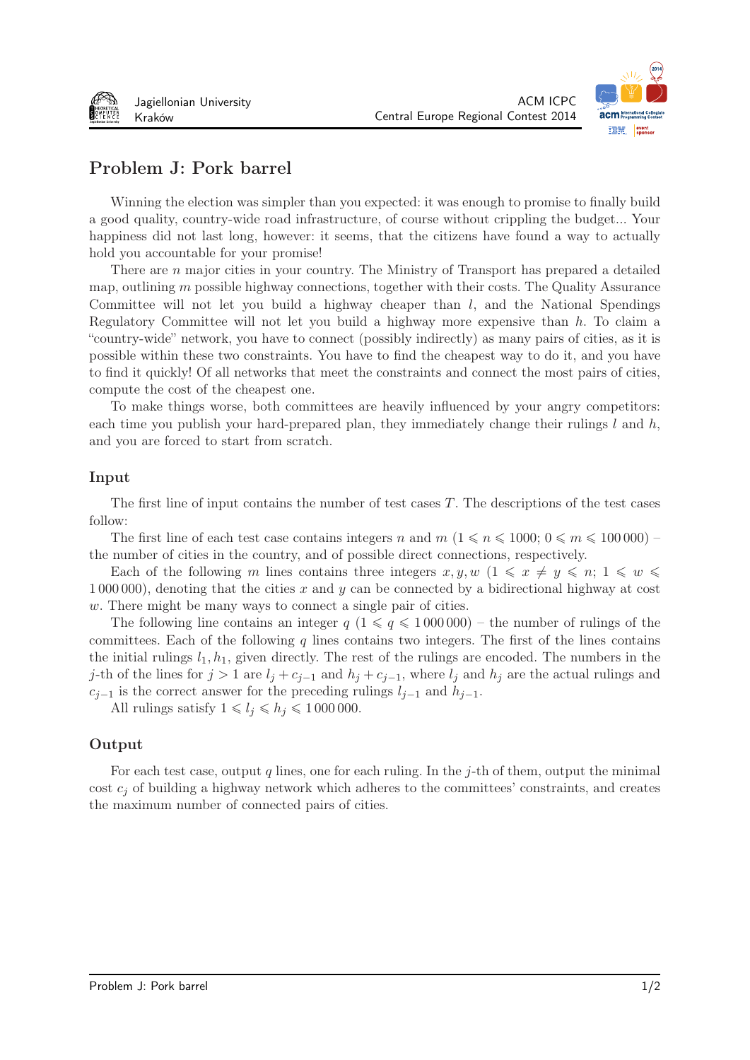# Problem J: Pork barrel

Winning the election was simpler than you expected: it was enough to promise to finally build a good quality, country-wide road infrastructure, of course without crippling the budget... Your happiness did not last long, however: it seems, that the citizens have found a way to actually hold you accountable for your promise!

There are $n$ major cities in your country. The Ministry of Transport has prepared a detailed map, outlining $m$ possible highway connections, together with their costs. The Quality Assurance Committee will not let you build a highway cheaper than $l$, and the National Spendings Regulatory Committee will not let you build a highway more expensive than $h$. To claim a "country-wide" network, you have to connect (possibly indirectly) as many pairs of cities, as it is possible within these two constraints. You have to find the cheapest way to do it, and you have to find it quickly! Of all networks that meet the constraints and connect the most pairs of cities, compute the cost of the cheapest one.

To make things worse, both committees are heavily influenced by your angry competitors: each time you publish your hard-prepared plan, they immediately change their rulings $l$ and $h$, and you are forced to start from scratch.

## Input

The first line of input contains the number of test cases $T$. The descriptions of the test cases follow:

The first line of each test case contains integers $n$ and $m$ ($1 \leqslant n \leqslant 1000$; $0 \leqslant m \leqslant 100\,000$) – the number of cities in the country, and of possible direct connections, respectively.

Each of the following $m$ lines contains three integers $x, y, w$ ($1 \leqslant x \neq y \leqslant n$; $1 \leqslant w \leqslant 1\,000\,000$), denoting that the cities $x$ and $y$ can be connected by a bidirectional highway at cost $w$. There might be many ways to connect a single pair of cities.

The following line contains an integer $q$ ($1 \leqslant q \leqslant 1\,000\,000$) – the number of rulings of the committees. Each of the following $q$ lines contains two integers. The first of the lines contains the initial rulings $l_1, h_1$, given directly. The rest of the rulings are encoded. The numbers in the $j$-th of the lines for $j > 1$ are $l_j + c_{j-1}$ and $h_j + c_{j-1}$, where $l_j$ and $h_j$ are the actual rulings and $c_{j-1}$ is the correct answer for the preceding rulings $l_{j-1}$ and $h_{j-1}$.

All rulings satisfy $1 \leqslant l_j \leqslant h_j \leqslant 1\,000\,000$.

## Output

For each test case, output $q$ lines, one for each ruling. In the $j$-th of them, output the minimal cost $c_j$ of building a highway network which adheres to the committees' constraints, and creates the maximum number of connected pairs of cities.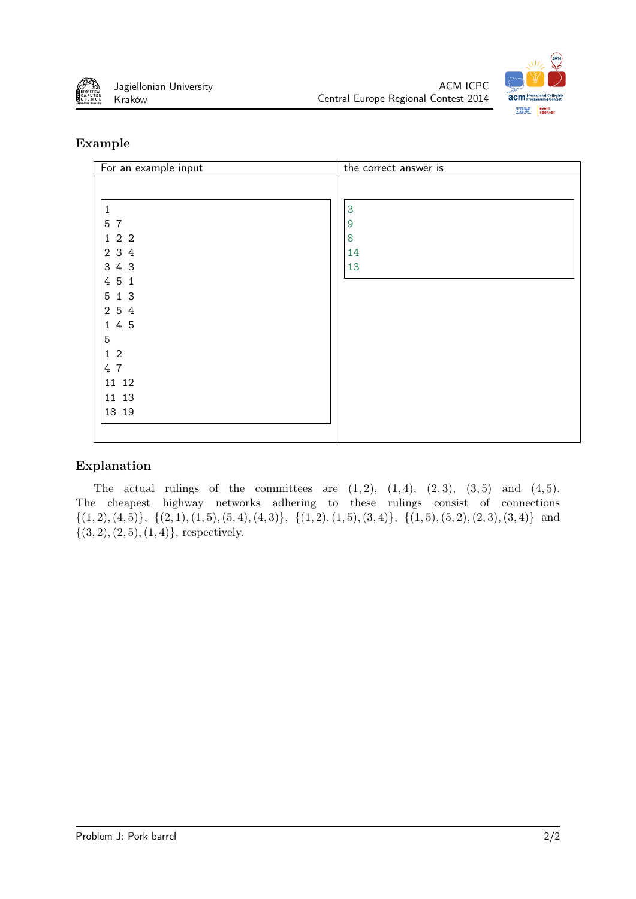## Example

| For an example input | the correct answer is |
|---|---|
| <pre>1<br>5 7<br>1 2 2<br>2 3 4<br>3 4 3<br>4 5 1<br>5 1 3<br>2 5 4<br>1 4 5<br>5<br>1 2<br>4 7<br>11 12<br>11 13<br>18 19</pre> | <pre>3<br>9<br>8<br>14<br>13</pre> |

## Explanation

The actual rulings of the committees are $(1, 2)$, $(1, 4)$, $(2, 3)$, $(3, 5)$ and $(4, 5)$. The cheapest highway networks adhering to these rulings consist of connections $\{(1, 2), (4, 5)\}$, $\{(2, 1), (1, 5), (5, 4), (4, 3)\}$, $\{(1, 2), (1, 5), (3, 4)\}$, $\{(1, 5), (5, 2), (2, 3), (3, 4)\}$ and $\{(3, 2), (2, 5), (1, 4)\}$, respectively.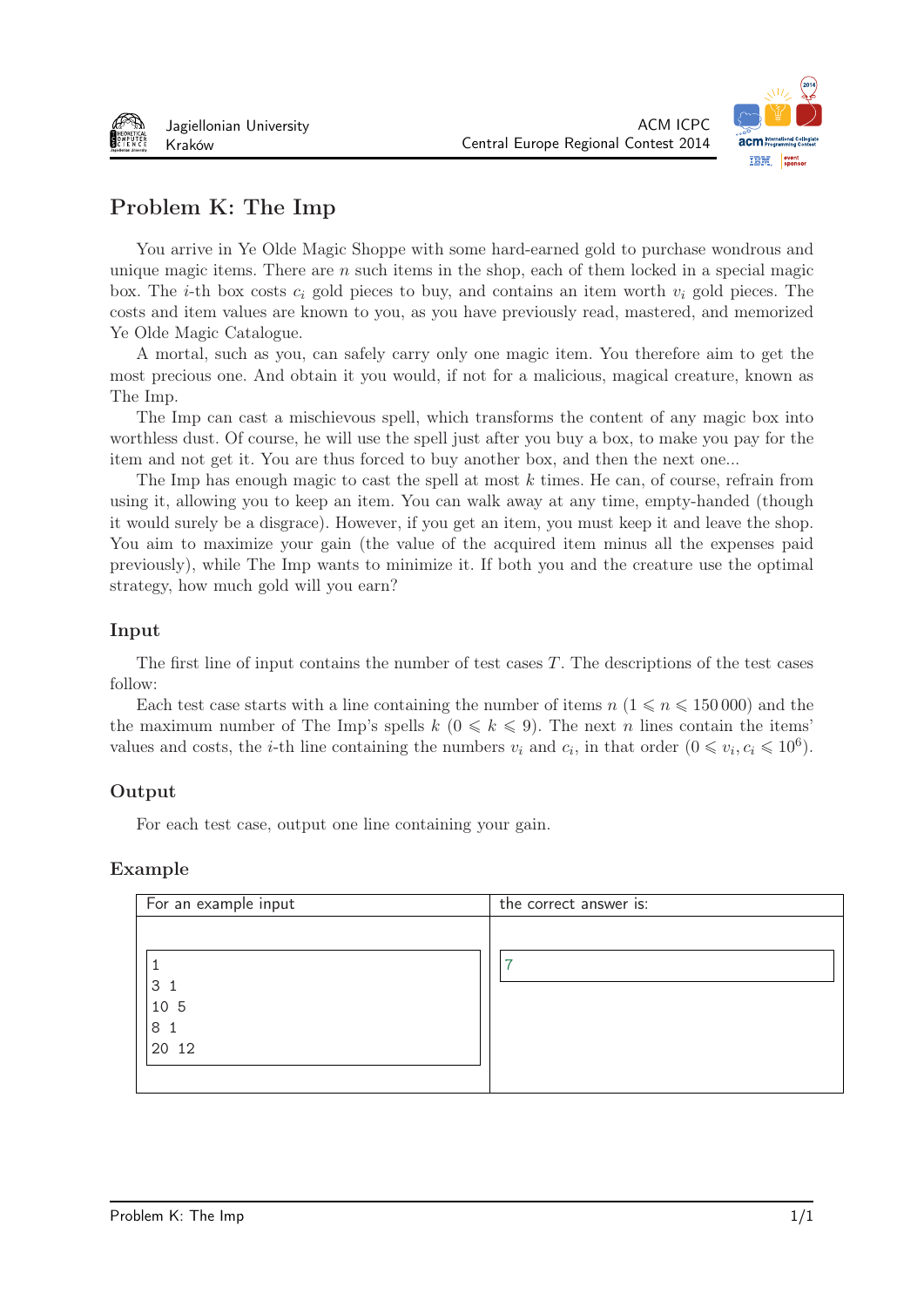# Problem K: The Imp

You arrive in Ye Olde Magic Shoppe with some hard-earned gold to purchase wondrous and unique magic items. There are $n$ such items in the shop, each of them locked in a special magic box. The $i$-th box costs $c_i$ gold pieces to buy, and contains an item worth $v_i$ gold pieces. The costs and item values are known to you, as you have previously read, mastered, and memorized Ye Olde Magic Catalogue.

A mortal, such as you, can safely carry only one magic item. You therefore aim to get the most precious one. And obtain it you would, if not for a malicious, magical creature, known as The Imp.

The Imp can cast a mischievous spell, which transforms the content of any magic box into worthless dust. Of course, he will use the spell just after you buy a box, to make you pay for the item and not get it. You are thus forced to buy another box, and then the next one...

The Imp has enough magic to cast the spell at most $k$ times. He can, of course, refrain from using it, allowing you to keep an item. You can walk away at any time, empty-handed (though it would surely be a disgrace). However, if you get an item, you must keep it and leave the shop. You aim to maximize your gain (the value of the acquired item minus all the expenses paid previously), while The Imp wants to minimize it. If both you and the creature use the optimal strategy, how much gold will you earn?

## Input

The first line of input contains the number of test cases $T$. The descriptions of the test cases follow:

Each test case starts with a line containing the number of items $n$ ($1 \leqslant n \leqslant 150\,000$) and the the maximum number of The Imp's spells $k$ ($0 \leqslant k \leqslant 9$). The next $n$ lines contain the items' values and costs, the $i$-th line containing the numbers $v_i$ and $c_i$, in that order ($0 \leqslant v_i, c_i \leqslant 10^6$).

## Output

For each test case, output one line containing your gain.

## Example

| For an example input | the correct answer is: |
|---|---|
| 1<br>3 1<br>10 5<br>8 1<br>20 12 | 7 |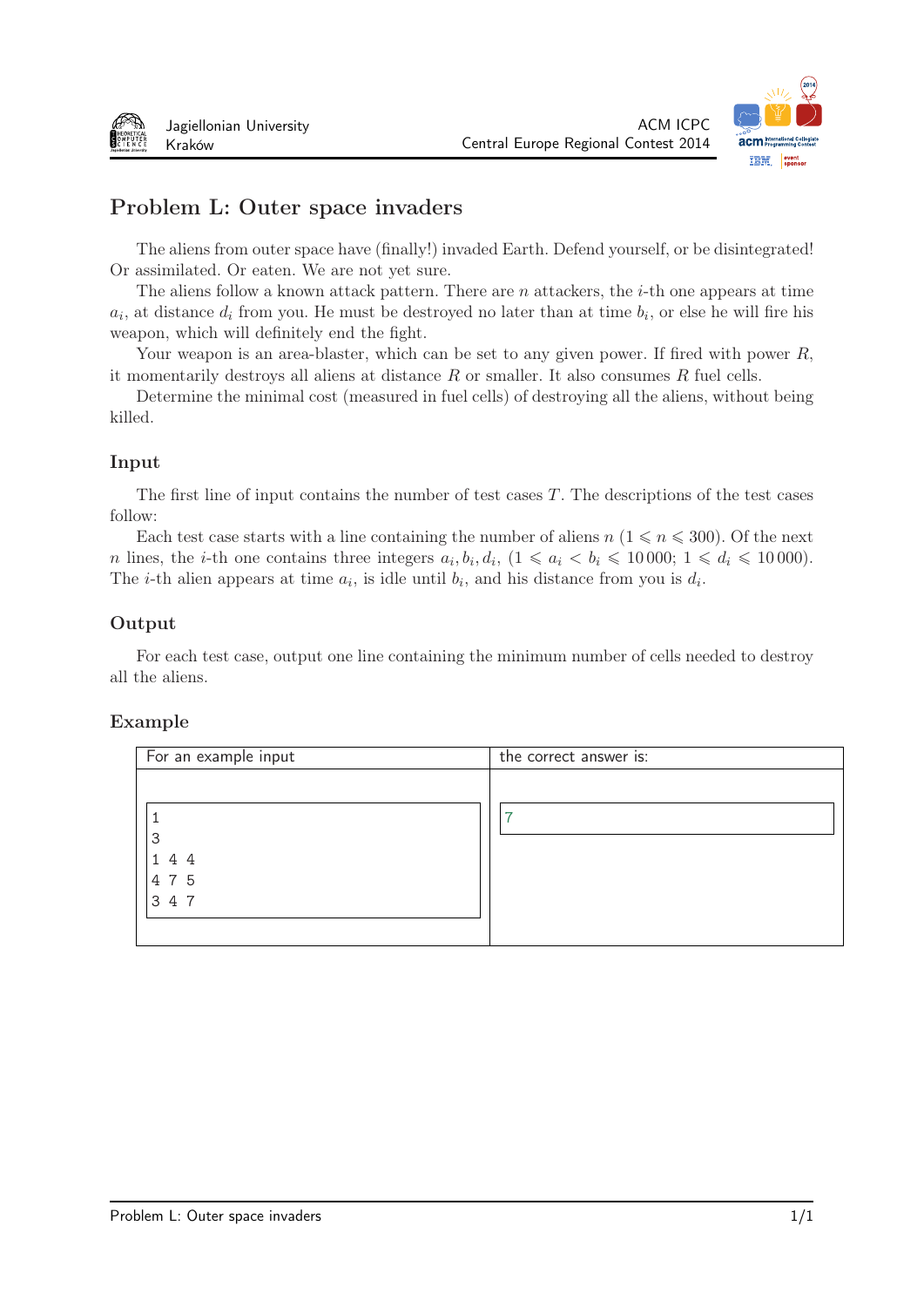## Problem L: Outer space invaders

The aliens from outer space have (finally!) invaded Earth. Defend yourself, or be disintegrated! Or assimilated. Or eaten. We are not yet sure.

The aliens follow a known attack pattern. There are $n$ attackers, the $i$-th one appears at time $a_i$, at distance $d_i$ from you. He must be destroyed no later than at time $b_i$, or else he will fire his weapon, which will definitely end the fight.

Your weapon is an area-blaster, which can be set to any given power. If fired with power $R$, it momentarily destroys all aliens at distance $R$ or smaller. It also consumes $R$ fuel cells.

Determine the minimal cost (measured in fuel cells) of destroying all the aliens, without being killed.

### Input

The first line of input contains the number of test cases $T$. The descriptions of the test cases follow:

Each test case starts with a line containing the number of aliens $n$ ($1 \leqslant n \leqslant 300$). Of the next $n$ lines, the $i$-th one contains three integers $a_i, b_i, d_i$, ($1 \leqslant a_i < b_i \leqslant 10\,000$; $1 \leqslant d_i \leqslant 10\,000$). The $i$-th alien appears at time $a_i$, is idle until $b_i$, and his distance from you is $d_i$.

### Output

For each test case, output one line containing the minimum number of cells needed to destroy all the aliens.

### Example

| For an example input | the correct answer is: |
|---|---|
| <pre>1<br>3<br>1 4 4<br>4 7 5<br>3 4 7</pre> | 7 |